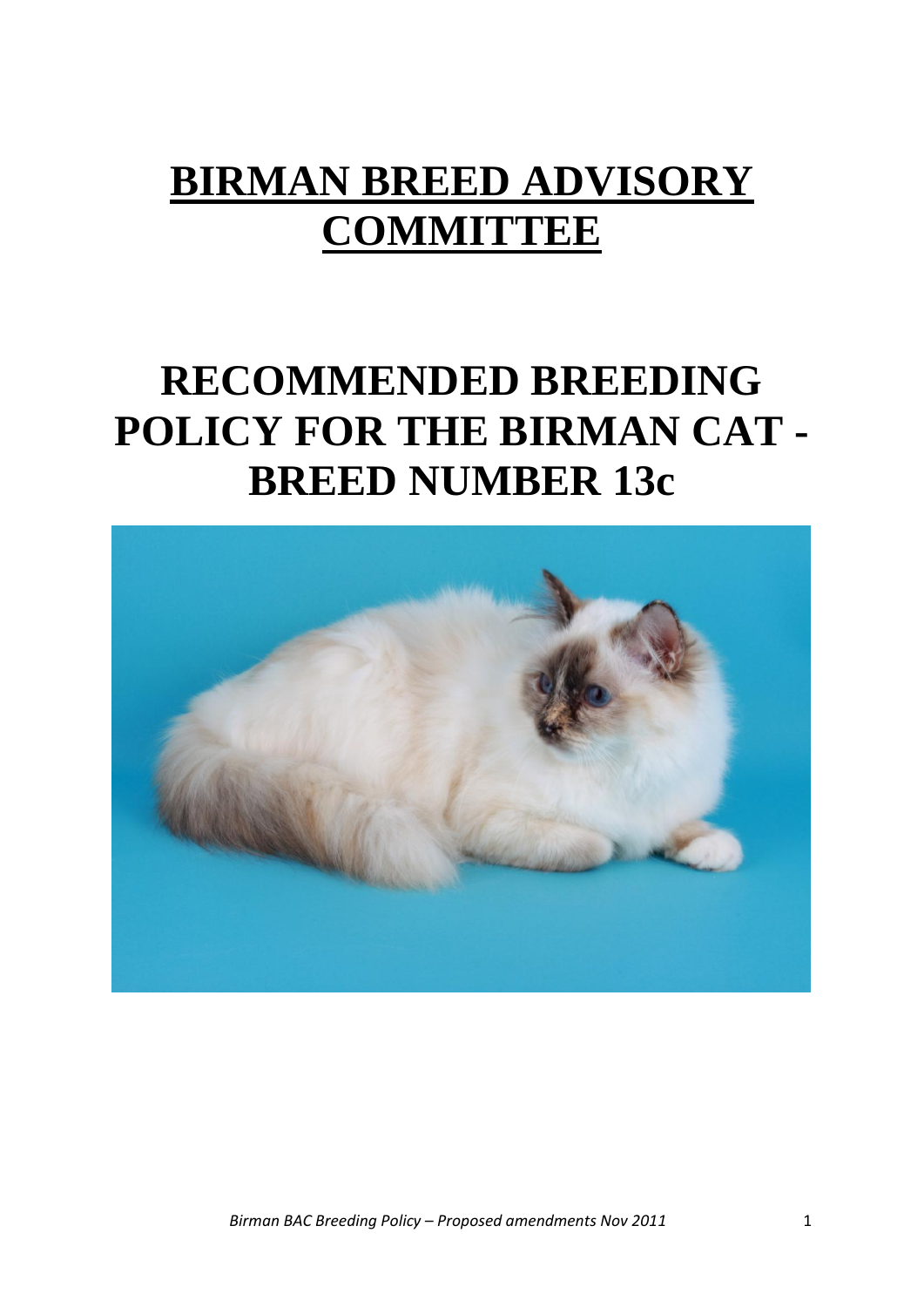# BIRMAN BREED ADVISORY COMMITTEE

# RECOMMENDED BREEDING POLICY FOR THE BIRMAN CAT - BREED NUMBER 13c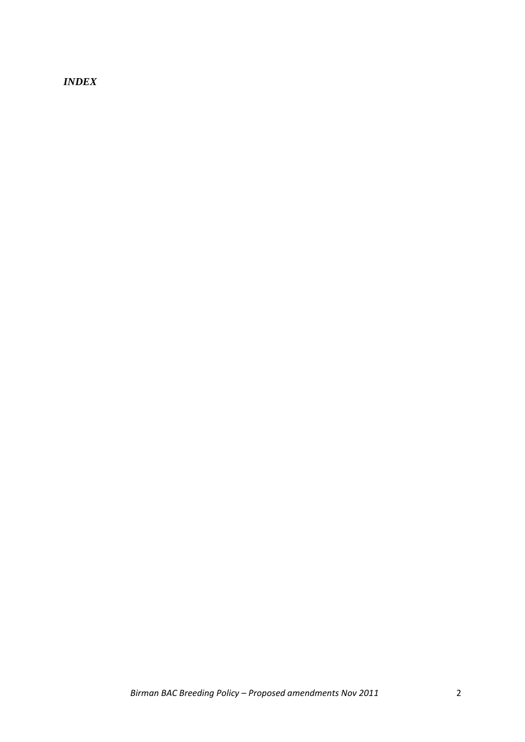***INDEX***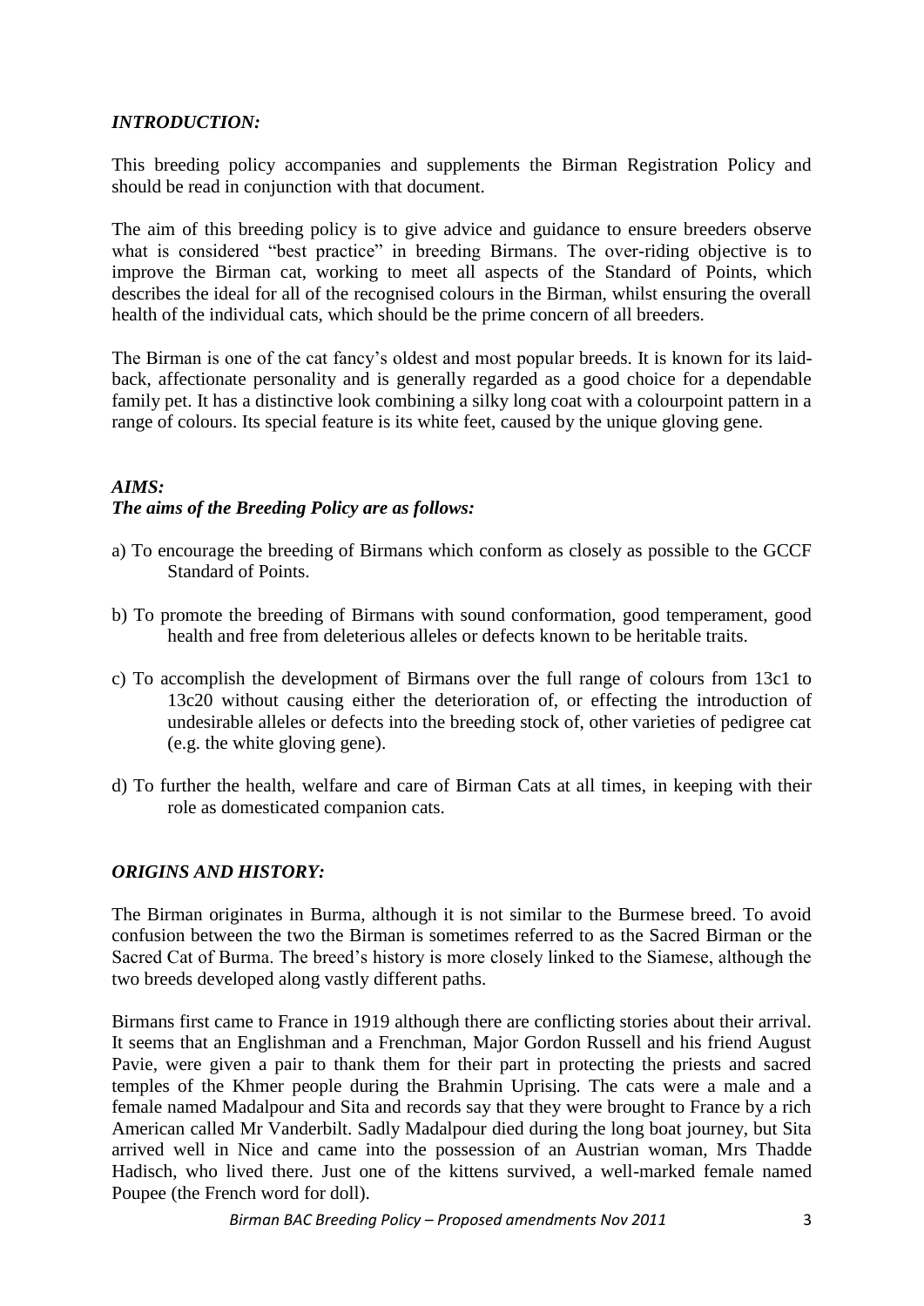## *INTRODUCTION:*

This breeding policy accompanies and supplements the Birman Registration Policy and should be read in conjunction with that document.

The aim of this breeding policy is to give advice and guidance to ensure breeders observe what is considered "best practice" in breeding Birmans. The over-riding objective is to improve the Birman cat, working to meet all aspects of the Standard of Points, which describes the ideal for all of the recognised colours in the Birman, whilst ensuring the overall health of the individual cats, which should be the prime concern of all breeders.

The Birman is one of the cat fancy's oldest and most popular breeds. It is known for its laid-back, affectionate personality and is generally regarded as a good choice for a dependable family pet. It has a distinctive look combining a silky long coat with a colourpoint pattern in a range of colours. Its special feature is its white feet, caused by the unique gloving gene.

## *AIMS:*

***The aims of the Breeding Policy are as follows:***

a) To encourage the breeding of Birmans which conform as closely as possible to the GCCF Standard of Points.

b) To promote the breeding of Birmans with sound conformation, good temperament, good health and free from deleterious alleles or defects known to be heritable traits.

c) To accomplish the development of Birmans over the full range of colours from 13c1 to 13c20 without causing either the deterioration of, or effecting the introduction of undesirable alleles or defects into the breeding stock of, other varieties of pedigree cat (e.g. the white gloving gene).

d) To further the health, welfare and care of Birman Cats at all times, in keeping with their role as domesticated companion cats.

## *ORIGINS AND HISTORY:*

The Birman originates in Burma, although it is not similar to the Burmese breed. To avoid confusion between the two the Birman is sometimes referred to as the Sacred Birman or the Sacred Cat of Burma. The breed's history is more closely linked to the Siamese, although the two breeds developed along vastly different paths.

Birmans first came to France in 1919 although there are conflicting stories about their arrival. It seems that an Englishman and a Frenchman, Major Gordon Russell and his friend August Pavie, were given a pair to thank them for their part in protecting the priests and sacred temples of the Khmer people during the Brahmin Uprising. The cats were a male and a female named Madalpour and Sita and records say that they were brought to France by a rich American called Mr Vanderbilt. Sadly Madalpour died during the long boat journey, but Sita arrived well in Nice and came into the possession of an Austrian woman, Mrs Thadde Hadisch, who lived there. Just one of the kittens survived, a well-marked female named Poupee (the French word for doll).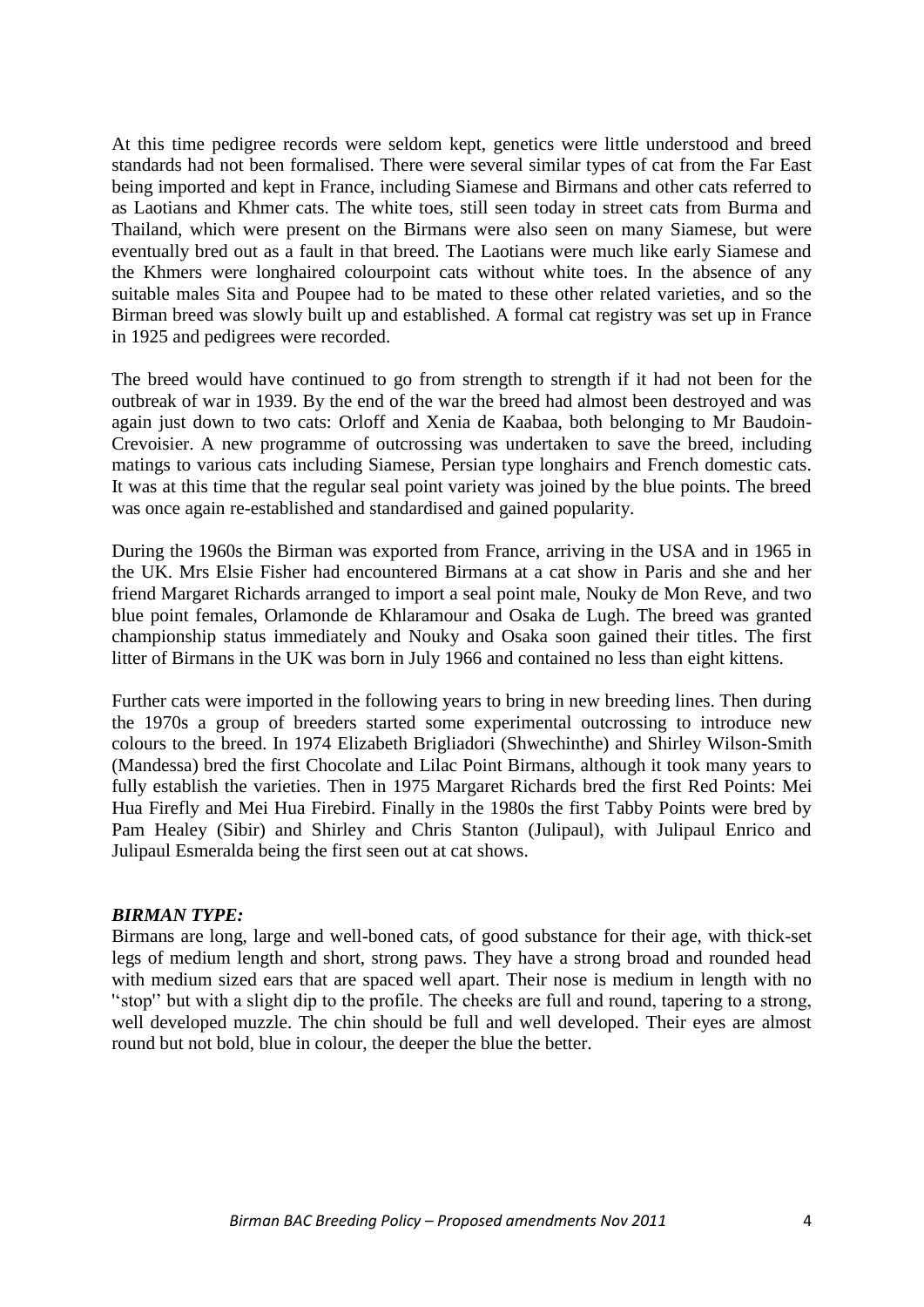At this time pedigree records were seldom kept, genetics were little understood and breed standards had not been formalised. There were several similar types of cat from the Far East being imported and kept in France, including Siamese and Birmans and other cats referred to as Laotians and Khmer cats. The white toes, still seen today in street cats from Burma and Thailand, which were present on the Birmans were also seen on many Siamese, but were eventually bred out as a fault in that breed. The Laotians were much like early Siamese and the Khmers were longhaired colourpoint cats without white toes. In the absence of any suitable males Sita and Poupee had to be mated to these other related varieties, and so the Birman breed was slowly built up and established. A formal cat registry was set up in France in 1925 and pedigrees were recorded.

The breed would have continued to go from strength to strength if it had not been for the outbreak of war in 1939. By the end of the war the breed had almost been destroyed and was again just down to two cats: Orloff and Xenia de Kaabaa, both belonging to Mr Baudoin-Crevoisier. A new programme of outcrossing was undertaken to save the breed, including matings to various cats including Siamese, Persian type longhairs and French domestic cats. It was at this time that the regular seal point variety was joined by the blue points. The breed was once again re-established and standardised and gained popularity.

During the 1960s the Birman was exported from France, arriving in the USA and in 1965 in the UK. Mrs Elsie Fisher had encountered Birmans at a cat show in Paris and she and her friend Margaret Richards arranged to import a seal point male, Nouky de Mon Reve, and two blue point females, Orlamonde de Khlaramour and Osaka de Lugh. The breed was granted championship status immediately and Nouky and Osaka soon gained their titles. The first litter of Birmans in the UK was born in July 1966 and contained no less than eight kittens.

Further cats were imported in the following years to bring in new breeding lines. Then during the 1970s a group of breeders started some experimental outcrossing to introduce new colours to the breed. In 1974 Elizabeth Brigliadori (Shwechinthe) and Shirley Wilson-Smith (Mandessa) bred the first Chocolate and Lilac Point Birmans, although it took many years to fully establish the varieties. Then in 1975 Margaret Richards bred the first Red Points: Mei Hua Firefly and Mei Hua Firebird. Finally in the 1980s the first Tabby Points were bred by Pam Healey (Sibir) and Shirley and Chris Stanton (Julipaul), with Julipaul Enrico and Julipaul Esmeralda being the first seen out at cat shows.

### *BIRMAN TYPE:*

Birmans are long, large and well-boned cats, of good substance for their age, with thick-set legs of medium length and short, strong paws. They have a strong broad and rounded head with medium sized ears that are spaced well apart. Their nose is medium in length with no "stop" but with a slight dip to the profile. The cheeks are full and round, tapering to a strong, well developed muzzle. The chin should be full and well developed. Their eyes are almost round but not bold, blue in colour, the deeper the blue the better.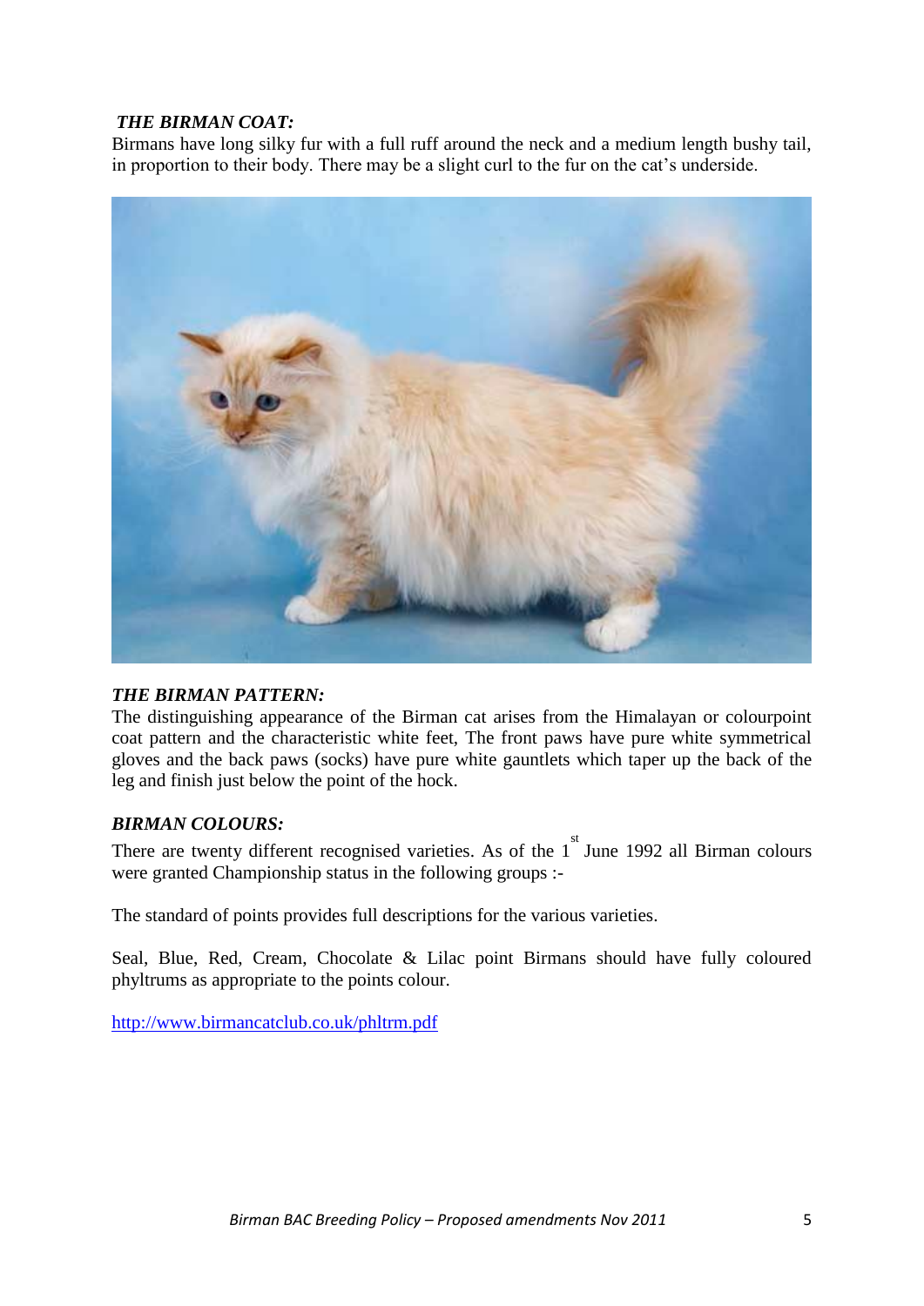***THE BIRMAN COAT:***

Birmans have long silky fur with a full ruff around the neck and a medium length bushy tail, in proportion to their body. There may be a slight curl to the fur on the cat's underside.

***THE BIRMAN PATTERN:***

The distinguishing appearance of the Birman cat arises from the Himalayan or colourpoint coat pattern and the characteristic white feet, The front paws have pure white symmetrical gloves and the back paws (socks) have pure white gauntlets which taper up the back of the leg and finish just below the point of the hock.

***BIRMAN COLOURS:***

There are twenty different recognised varieties. As of the 1st June 1992 all Birman colours were granted Championship status in the following groups :-

The standard of points provides full descriptions for the various varieties.

Seal, Blue, Red, Cream, Chocolate & Lilac point Birmans should have fully coloured phyltrums as appropriate to the points colour.

http://www.birmancatclub.co.uk/phltrm.pdf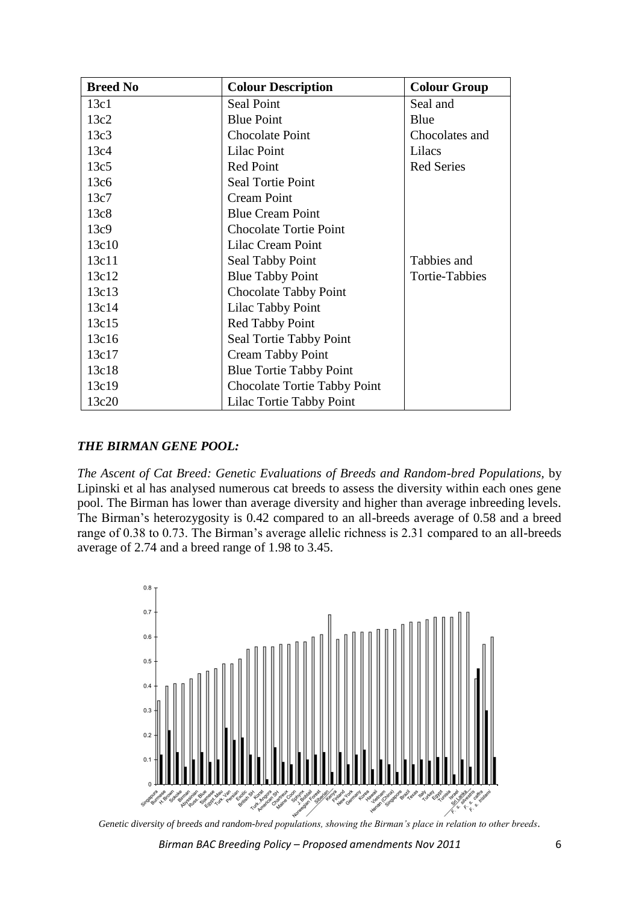| Breed No | Colour Description | Colour Group |
|---|---|---|
| 13c1 | Seal Point | Seal and |
| 13c2 | Blue Point | Blue |
| 13c3 | Chocolate Point | Chocolates and |
| 13c4 | Lilac Point | Lilacs |
| 13c5 | Red Point | Red Series |
| 13c6 | Seal Tortie Point | |
| 13c7 | Cream Point | |
| 13c8 | Blue Cream Point | |
| 13c9 | Chocolate Tortie Point | |
| 13c10 | Lilac Cream Point | |
| 13c11 | Seal Tabby Point | Tabbies and |
| 13c12 | Blue Tabby Point | Tortie-Tabbies |
| 13c13 | Chocolate Tabby Point | |
| 13c14 | Lilac Tabby Point | |
| 13c15 | Red Tabby Point | |
| 13c16 | Seal Tortie Tabby Point | |
| 13c17 | Cream Tabby Point | |
| 13c18 | Blue Tortie Tabby Point | |
| 13c19 | Chocolate Tortie Tabby Point | |
| 13c20 | Lilac Tortie Tabby Point | |

### *THE BIRMAN GENE POOL:*

*The Ascent of Cat Breed: Genetic Evaluations of Breeds and Random-bred Populations,* by Lipinski et al has analysed numerous cat breeds to assess the diversity within each ones gene pool. The Birman has lower than average diversity and higher than average inbreeding levels. The Birman's heterozygosity is 0.42 compared to an all-breeds average of 0.58 and a breed range of 0.38 to 0.73. The Birman's average allelic richness is 2.31 compared to an all-breeds average of 2.74 and a breed range of 1.98 to 3.45.

*Genetic diversity of breeds and random-bred populations, showing the Birman's place in relation to other breeds.*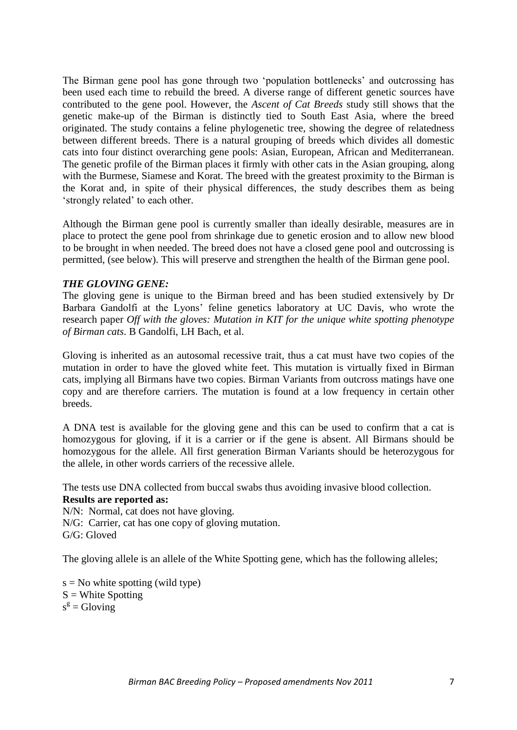The Birman gene pool has gone through two 'population bottlenecks' and outcrossing has been used each time to rebuild the breed. A diverse range of different genetic sources have contributed to the gene pool. However, the *Ascent of Cat Breeds* study still shows that the genetic make-up of the Birman is distinctly tied to South East Asia, where the breed originated. The study contains a feline phylogenetic tree, showing the degree of relatedness between different breeds. There is a natural grouping of breeds which divides all domestic cats into four distinct overarching gene pools: Asian, European, African and Mediterranean. The genetic profile of the Birman places it firmly with other cats in the Asian grouping, along with the Burmese, Siamese and Korat. The breed with the greatest proximity to the Birman is the Korat and, in spite of their physical differences, the study describes them as being 'strongly related' to each other.

Although the Birman gene pool is currently smaller than ideally desirable, measures are in place to protect the gene pool from shrinkage due to genetic erosion and to allow new blood to be brought in when needed. The breed does not have a closed gene pool and outcrossing is permitted, (see below). This will preserve and strengthen the health of the Birman gene pool.

***THE GLOVING GENE:***

The gloving gene is unique to the Birman breed and has been studied extensively by Dr Barbara Gandolfi at the Lyons' feline genetics laboratory at UC Davis, who wrote the research paper *Off with the gloves: Mutation in KIT for the unique white spotting phenotype of Birman cats*. B Gandolfi, LH Bach, et al.

Gloving is inherited as an autosomal recessive trait, thus a cat must have two copies of the mutation in order to have the gloved white feet. This mutation is virtually fixed in Birman cats, implying all Birmans have two copies. Birman Variants from outcross matings have one copy and are therefore carriers. The mutation is found at a low frequency in certain other breeds.

A DNA test is available for the gloving gene and this can be used to confirm that a cat is homozygous for gloving, if it is a carrier or if the gene is absent. All Birmans should be homozygous for the allele. All first generation Birman Variants should be heterozygous for the allele, in other words carriers of the recessive allele.

The tests use DNA collected from buccal swabs thus avoiding invasive blood collection.

**Results are reported as:**

N/N: Normal, cat does not have gloving.
N/G: Carrier, cat has one copy of gloving mutation.
G/G: Gloved

The gloving allele is an allele of the White Spotting gene, which has the following alleles;

s = No white spotting (wild type)
S = White Spotting
$s^g$ = Gloving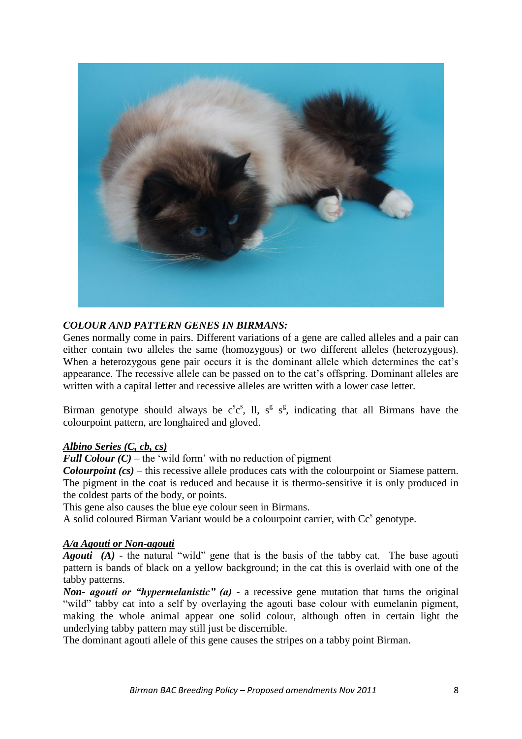## *COLOUR AND PATTERN GENES IN BIRMANS:*

Genes normally come in pairs. Different variations of a gene are called alleles and a pair can either contain two alleles the same (homozygous) or two different alleles (heterozygous). When a heterozygous gene pair occurs it is the dominant allele which determines the cat's appearance. The recessive allele can be passed on to the cat's offspring. Dominant alleles are written with a capital letter and recessive alleles are written with a lower case letter.

Birman genotype should always be $c^s c^s$, ll, $s^g$ $s^g$, indicating that all Birmans have the colourpoint pattern, are longhaired and gloved.

### *Albino Series (C, cb, cs)*

***Full Colour (C)*** – the 'wild form' with no reduction of pigment

***Colourpoint (cs)*** – this recessive allele produces cats with the colourpoint or Siamese pattern. The pigment in the coat is reduced and because it is thermo-sensitive it is only produced in the coldest parts of the body, or points.

This gene also causes the blue eye colour seen in Birmans.

A solid coloured Birman Variant would be a colourpoint carrier, with $Cc^s$ genotype.

### *A/a Agouti or Non-agouti*

***Agouti (A)*** - the natural "wild" gene that is the basis of the tabby cat. The base agouti pattern is bands of black on a yellow background; in the cat this is overlaid with one of the tabby patterns.

***Non- agouti or "hypermelanistic" (a)*** - a recessive gene mutation that turns the original "wild" tabby cat into a self by overlaying the agouti base colour with eumelanin pigment, making the whole animal appear one solid colour, although often in certain light the underlying tabby pattern may still just be discernible.

The dominant agouti allele of this gene causes the stripes on a tabby point Birman.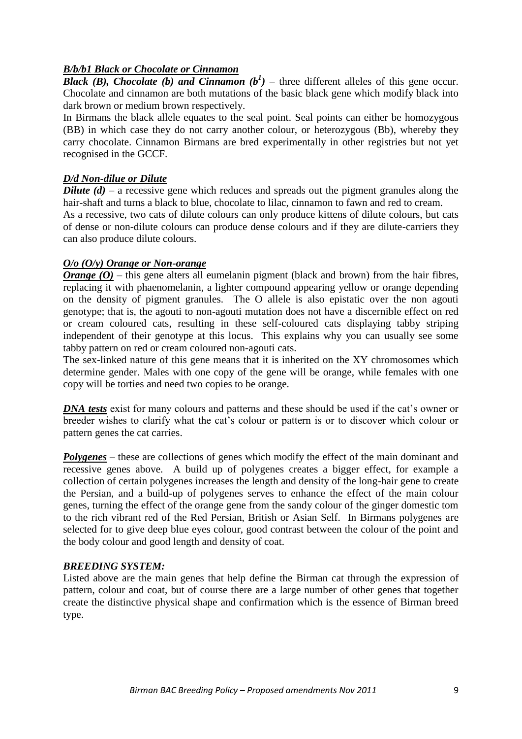***B/b/b1 Black or Chocolate or Cinnamon***

***Black (B), Chocolate (b) and Cinnamon ($b^1$)*** – three different alleles of this gene occur. Chocolate and cinnamon are both mutations of the basic black gene which modify black into dark brown or medium brown respectively.

In Birmans the black allele equates to the seal point. Seal points can either be homozygous (BB) in which case they do not carry another colour, or heterozygous (Bb), whereby they carry chocolate. Cinnamon Birmans are bred experimentally in other registries but not yet recognised in the GCCF.

***D/d Non-dilue or Dilute***

***Dilute (d)*** – a recessive gene which reduces and spreads out the pigment granules along the hair-shaft and turns a black to blue, chocolate to lilac, cinnamon to fawn and red to cream.

As a recessive, two cats of dilute colours can only produce kittens of dilute colours, but cats of dense or non-dilute colours can produce dense colours and if they are dilute-carriers they can also produce dilute colours.

***O/o (O/y) Orange or Non-orange***

***Orange (O)*** – this gene alters all eumelanin pigment (black and brown) from the hair fibres, replacing it with phaenomelanin, a lighter compound appearing yellow or orange depending on the density of pigment granules. The O allele is also epistatic over the non agouti genotype; that is, the agouti to non-agouti mutation does not have a discernible effect on red or cream coloured cats, resulting in these self-coloured cats displaying tabby striping independent of their genotype at this locus. This explains why you can usually see some tabby pattern on red or cream coloured non-agouti cats.

The sex-linked nature of this gene means that it is inherited on the XY chromosomes which determine gender. Males with one copy of the gene will be orange, while females with one copy will be torties and need two copies to be orange.

***DNA tests*** exist for many colours and patterns and these should be used if the cat's owner or breeder wishes to clarify what the cat's colour or pattern is or to discover which colour or pattern genes the cat carries.

***Polygenes*** – these are collections of genes which modify the effect of the main dominant and recessive genes above. A build up of polygenes creates a bigger effect, for example a collection of certain polygenes increases the length and density of the long-hair gene to create the Persian, and a build-up of polygenes serves to enhance the effect of the main colour genes, turning the effect of the orange gene from the sandy colour of the ginger domestic tom to the rich vibrant red of the Red Persian, British or Asian Self. In Birmans polygenes are selected for to give deep blue eyes colour, good contrast between the colour of the point and the body colour and good length and density of coat.

***BREEDING SYSTEM:***

Listed above are the main genes that help define the Birman cat through the expression of pattern, colour and coat, but of course there are a large number of other genes that together create the distinctive physical shape and confirmation which is the essence of Birman breed type.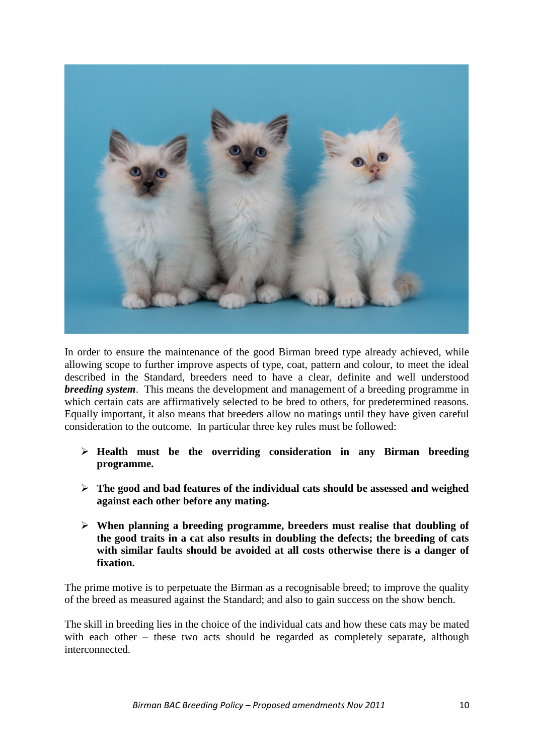In order to ensure the maintenance of the good Birman breed type already achieved, while allowing scope to further improve aspects of type, coat, pattern and colour, to meet the ideal described in the Standard, breeders need to have a clear, definite and well understood ***breeding system***. This means the development and management of a breeding programme in which certain cats are affirmatively selected to be bred to others, for predetermined reasons. Equally important, it also means that breeders allow no matings until they have given careful consideration to the outcome. In particular three key rules must be followed:

- **Health must be the overriding consideration in any Birman breeding programme.**
- **The good and bad features of the individual cats should be assessed and weighed against each other before any mating.**
- **When planning a breeding programme, breeders must realise that doubling of the good traits in a cat also results in doubling the defects; the breeding of cats with similar faults should be avoided at all costs otherwise there is a danger of fixation.**

The prime motive is to perpetuate the Birman as a recognisable breed; to improve the quality of the breed as measured against the Standard; and also to gain success on the show bench.

The skill in breeding lies in the choice of the individual cats and how these cats may be mated with each other – these two acts should be regarded as completely separate, although interconnected.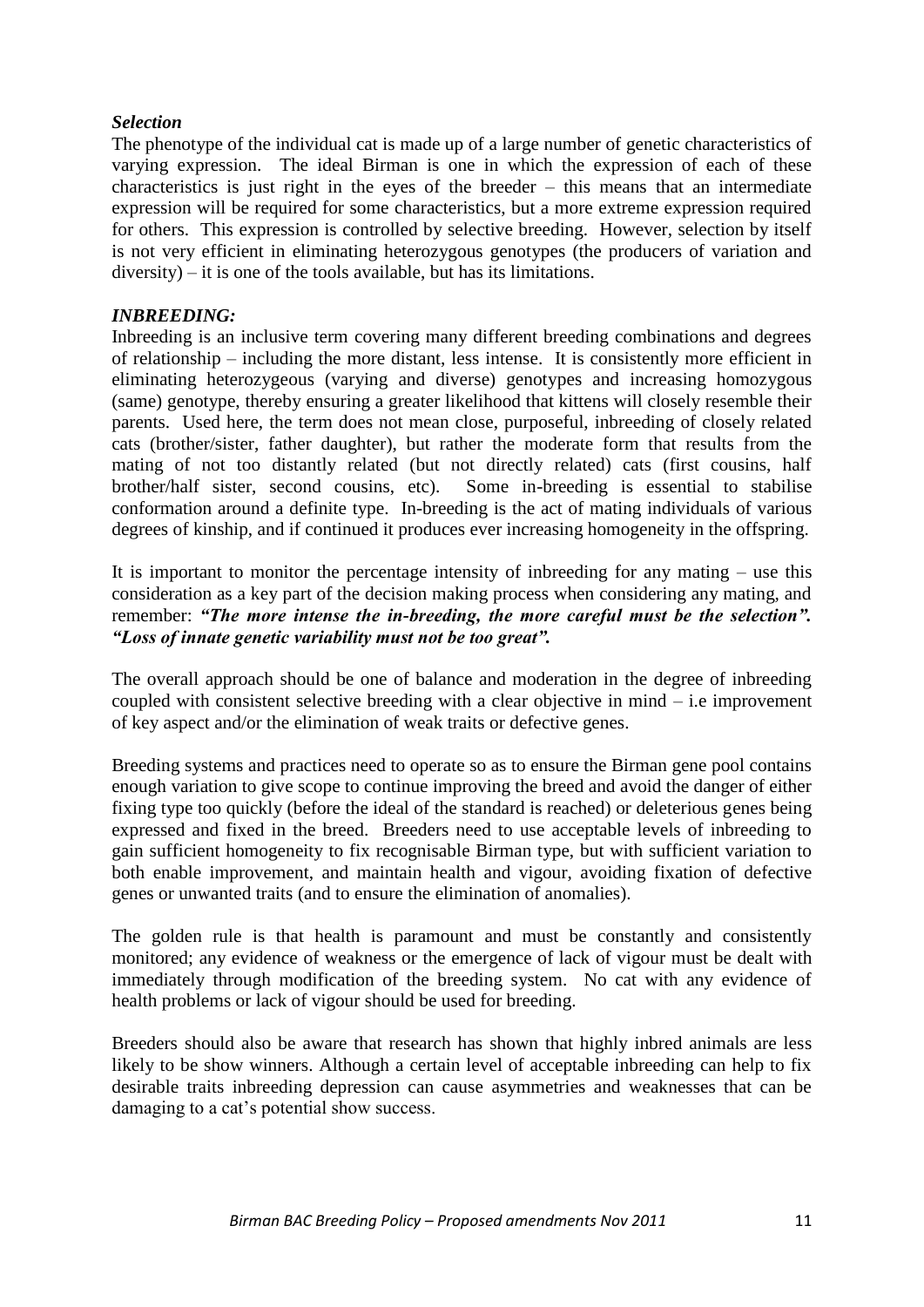### *Selection*

The phenotype of the individual cat is made up of a large number of genetic characteristics of varying expression. The ideal Birman is one in which the expression of each of these characteristics is just right in the eyes of the breeder – this means that an intermediate expression will be required for some characteristics, but a more extreme expression required for others. This expression is controlled by selective breeding. However, selection by itself is not very efficient in eliminating heterozygous genotypes (the producers of variation and diversity) – it is one of the tools available, but has its limitations.

### *INBREEDING:*

Inbreeding is an inclusive term covering many different breeding combinations and degrees of relationship – including the more distant, less intense. It is consistently more efficient in eliminating heterozygeous (varying and diverse) genotypes and increasing homozygous (same) genotype, thereby ensuring a greater likelihood that kittens will closely resemble their parents. Used here, the term does not mean close, purposeful, inbreeding of closely related cats (brother/sister, father daughter), but rather the moderate form that results from the mating of not too distantly related (but not directly related) cats (first cousins, half brother/half sister, second cousins, etc). Some in-breeding is essential to stabilise conformation around a definite type. In-breeding is the act of mating individuals of various degrees of kinship, and if continued it produces ever increasing homogeneity in the offspring.

It is important to monitor the percentage intensity of inbreeding for any mating – use this consideration as a key part of the decision making process when considering any mating, and remember: ***"The more intense the in-breeding, the more careful must be the selection". "Loss of innate genetic variability must not be too great".***

The overall approach should be one of balance and moderation in the degree of inbreeding coupled with consistent selective breeding with a clear objective in mind – i.e improvement of key aspect and/or the elimination of weak traits or defective genes.

Breeding systems and practices need to operate so as to ensure the Birman gene pool contains enough variation to give scope to continue improving the breed and avoid the danger of either fixing type too quickly (before the ideal of the standard is reached) or deleterious genes being expressed and fixed in the breed. Breeders need to use acceptable levels of inbreeding to gain sufficient homogeneity to fix recognisable Birman type, but with sufficient variation to both enable improvement, and maintain health and vigour, avoiding fixation of defective genes or unwanted traits (and to ensure the elimination of anomalies).

The golden rule is that health is paramount and must be constantly and consistently monitored; any evidence of weakness or the emergence of lack of vigour must be dealt with immediately through modification of the breeding system. No cat with any evidence of health problems or lack of vigour should be used for breeding.

Breeders should also be aware that research has shown that highly inbred animals are less likely to be show winners. Although a certain level of acceptable inbreeding can help to fix desirable traits inbreeding depression can cause asymmetries and weaknesses that can be damaging to a cat's potential show success.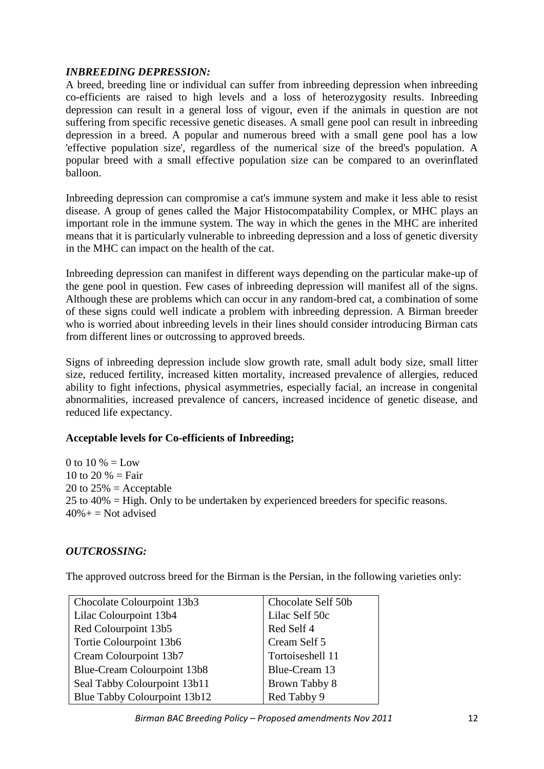### *INBREEDING DEPRESSION:*

A breed, breeding line or individual can suffer from inbreeding depression when inbreeding co-efficients are raised to high levels and a loss of heterozygosity results. Inbreeding depression can result in a general loss of vigour, even if the animals in question are not suffering from specific recessive genetic diseases. A small gene pool can result in inbreeding depression in a breed. A popular and numerous breed with a small gene pool has a low 'effective population size', regardless of the numerical size of the breed's population. A popular breed with a small effective population size can be compared to an overinflated balloon.

Inbreeding depression can compromise a cat's immune system and make it less able to resist disease. A group of genes called the Major Histocompatability Complex, or MHC plays an important role in the immune system. The way in which the genes in the MHC are inherited means that it is particularly vulnerable to inbreeding depression and a loss of genetic diversity in the MHC can impact on the health of the cat.

Inbreeding depression can manifest in different ways depending on the particular make-up of the gene pool in question. Few cases of inbreeding depression will manifest all of the signs. Although these are problems which can occur in any random-bred cat, a combination of some of these signs could well indicate a problem with inbreeding depression. A Birman breeder who is worried about inbreeding levels in their lines should consider introducing Birman cats from different lines or outcrossing to approved breeds.

Signs of inbreeding depression include slow growth rate, small adult body size, small litter size, reduced fertility, increased kitten mortality, increased prevalence of allergies, reduced ability to fight infections, physical asymmetries, especially facial, an increase in congenital abnormalities, increased prevalence of cancers, increased incidence of genetic disease, and reduced life expectancy.

**Acceptable levels for Co-efficients of Inbreeding;**

0 to 10 % = Low
10 to 20 % = Fair
20 to 25% = Acceptable
25 to 40% = High. Only to be undertaken by experienced breeders for specific reasons.
40%+ = Not advised

### *OUTCROSSING:*

The approved outcross breed for the Birman is the Persian, in the following varieties only:

| | |
|---|---|
| Chocolate Colourpoint 13b3 | Chocolate Self 50b |
| Lilac Colourpoint 13b4 | Lilac Self 50c |
| Red Colourpoint 13b5 | Red Self 4 |
| Tortie Colourpoint 13b6 | Cream Self 5 |
| Cream Colourpoint 13b7 | Tortoiseshell 11 |
| Blue-Cream Colourpoint 13b8 | Blue-Cream 13 |
| Seal Tabby Colourpoint 13b11 | Brown Tabby 8 |
| Blue Tabby Colourpoint 13b12 | Red Tabby 9 |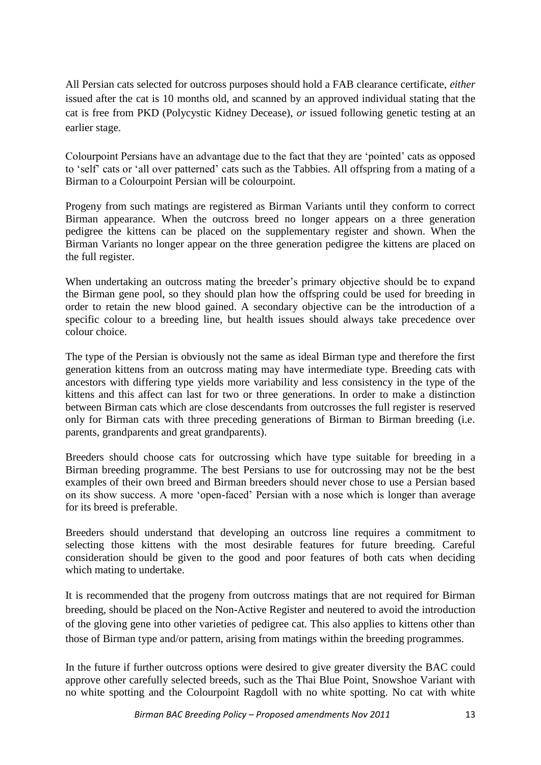All Persian cats selected for outcross purposes should hold a FAB clearance certificate, *either* issued after the cat is 10 months old, and scanned by an approved individual stating that the cat is free from PKD (Polycystic Kidney Decease), *or* issued following genetic testing at an earlier stage.

Colourpoint Persians have an advantage due to the fact that they are 'pointed' cats as opposed to 'self' cats or 'all over patterned' cats such as the Tabbies. All offspring from a mating of a Birman to a Colourpoint Persian will be colourpoint.

Progeny from such matings are registered as Birman Variants until they conform to correct Birman appearance. When the outcross breed no longer appears on a three generation pedigree the kittens can be placed on the supplementary register and shown. When the Birman Variants no longer appear on the three generation pedigree the kittens are placed on the full register.

When undertaking an outcross mating the breeder's primary objective should be to expand the Birman gene pool, so they should plan how the offspring could be used for breeding in order to retain the new blood gained. A secondary objective can be the introduction of a specific colour to a breeding line, but health issues should always take precedence over colour choice.

The type of the Persian is obviously not the same as ideal Birman type and therefore the first generation kittens from an outcross mating may have intermediate type. Breeding cats with ancestors with differing type yields more variability and less consistency in the type of the kittens and this affect can last for two or three generations. In order to make a distinction between Birman cats which are close descendants from outcrosses the full register is reserved only for Birman cats with three preceding generations of Birman to Birman breeding (i.e. parents, grandparents and great grandparents).

Breeders should choose cats for outcrossing which have type suitable for breeding in a Birman breeding programme. The best Persians to use for outcrossing may not be the best examples of their own breed and Birman breeders should never chose to use a Persian based on its show success. A more 'open-faced' Persian with a nose which is longer than average for its breed is preferable.

Breeders should understand that developing an outcross line requires a commitment to selecting those kittens with the most desirable features for future breeding. Careful consideration should be given to the good and poor features of both cats when deciding which mating to undertake.

It is recommended that the progeny from outcross matings that are not required for Birman breeding, should be placed on the Non-Active Register and neutered to avoid the introduction of the gloving gene into other varieties of pedigree cat. This also applies to kittens other than those of Birman type and/or pattern, arising from matings within the breeding programmes.

In the future if further outcross options were desired to give greater diversity the BAC could approve other carefully selected breeds, such as the Thai Blue Point, Snowshoe Variant with no white spotting and the Colourpoint Ragdoll with no white spotting. No cat with white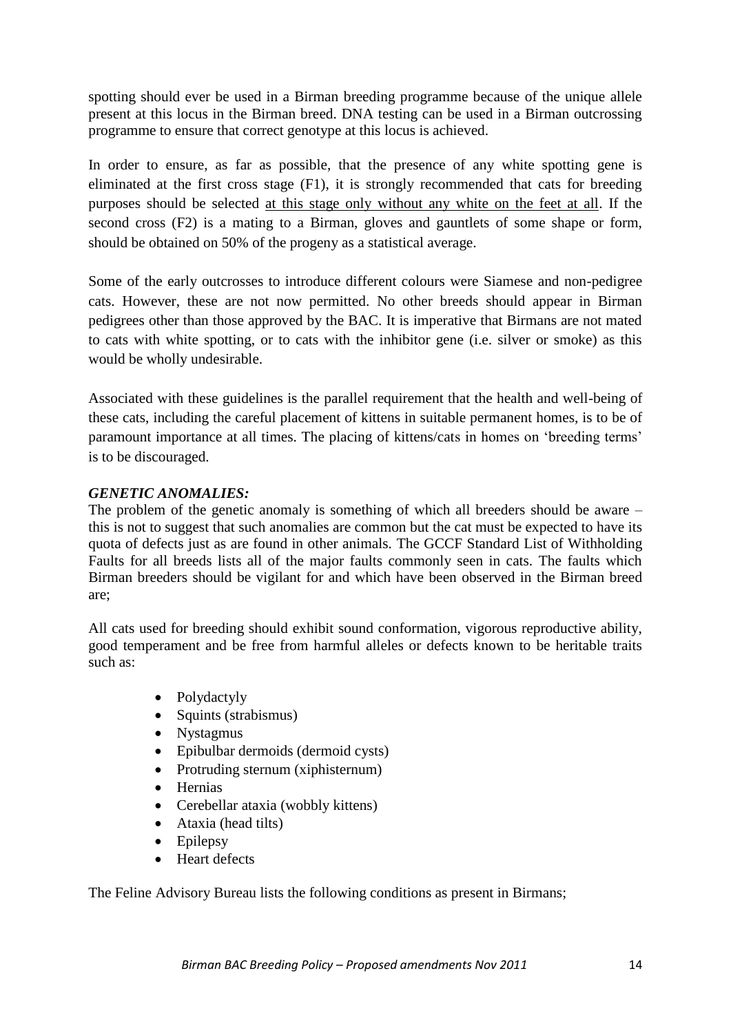spotting should ever be used in a Birman breeding programme because of the unique allele present at this locus in the Birman breed. DNA testing can be used in a Birman outcrossing programme to ensure that correct genotype at this locus is achieved.

In order to ensure, as far as possible, that the presence of any white spotting gene is eliminated at the first cross stage (F1), it is strongly recommended that cats for breeding purposes should be selected <u>at this stage only without any white on the feet at all</u>. If the second cross (F2) is a mating to a Birman, gloves and gauntlets of some shape or form, should be obtained on 50% of the progeny as a statistical average.

Some of the early outcrosses to introduce different colours were Siamese and non-pedigree cats. However, these are not now permitted. No other breeds should appear in Birman pedigrees other than those approved by the BAC. It is imperative that Birmans are not mated to cats with white spotting, or to cats with the inhibitor gene (i.e. silver or smoke) as this would be wholly undesirable.

Associated with these guidelines is the parallel requirement that the health and well-being of these cats, including the careful placement of kittens in suitable permanent homes, is to be of paramount importance at all times. The placing of kittens/cats in homes on 'breeding terms' is to be discouraged.

***GENETIC ANOMALIES:***

The problem of the genetic anomaly is something of which all breeders should be aware – this is not to suggest that such anomalies are common but the cat must be expected to have its quota of defects just as are found in other animals. The GCCF Standard List of Withholding Faults for all breeds lists all of the major faults commonly seen in cats. The faults which Birman breeders should be vigilant for and which have been observed in the Birman breed are;

All cats used for breeding should exhibit sound conformation, vigorous reproductive ability, good temperament and be free from harmful alleles or defects known to be heritable traits such as:

- Polydactyly
- Squints (strabismus)
- Nystagmus
- Epibulbar dermoids (dermoid cysts)
- Protruding sternum (xiphisternum)
- Hernias
- Cerebellar ataxia (wobbly kittens)
- Ataxia (head tilts)
- Epilepsy
- Heart defects

The Feline Advisory Bureau lists the following conditions as present in Birmans;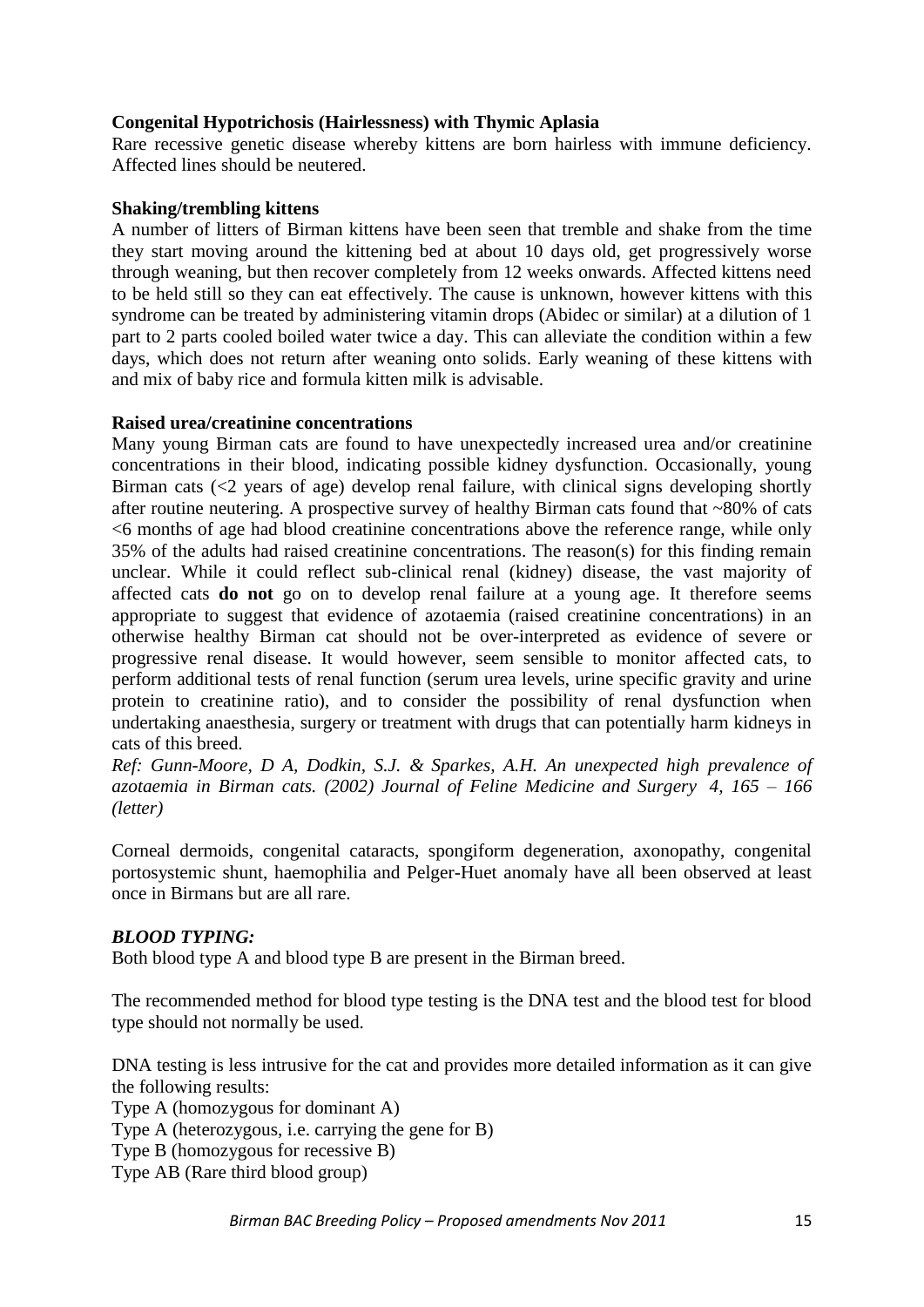**Congenital Hypotrichosis (Hairlessness) with Thymic Aplasia**

Rare recessive genetic disease whereby kittens are born hairless with immune deficiency. Affected lines should be neutered.

**Shaking/trembling kittens**

A number of litters of Birman kittens have been seen that tremble and shake from the time they start moving around the kittening bed at about 10 days old, get progressively worse through weaning, but then recover completely from 12 weeks onwards. Affected kittens need to be held still so they can eat effectively. The cause is unknown, however kittens with this syndrome can be treated by administering vitamin drops (Abidec or similar) at a dilution of 1 part to 2 parts cooled boiled water twice a day. This can alleviate the condition within a few days, which does not return after weaning onto solids. Early weaning of these kittens with and mix of baby rice and formula kitten milk is advisable.

**Raised urea/creatinine concentrations**

Many young Birman cats are found to have unexpectedly increased urea and/or creatinine concentrations in their blood, indicating possible kidney dysfunction. Occasionally, young Birman cats (<2 years of age) develop renal failure, with clinical signs developing shortly after routine neutering. A prospective survey of healthy Birman cats found that ~80% of cats <6 months of age had blood creatinine concentrations above the reference range, while only 35% of the adults had raised creatinine concentrations. The reason(s) for this finding remain unclear. While it could reflect sub-clinical renal (kidney) disease, the vast majority of affected cats **do not** go on to develop renal failure at a young age. It therefore seems appropriate to suggest that evidence of azotaemia (raised creatinine concentrations) in an otherwise healthy Birman cat should not be over-interpreted as evidence of severe or progressive renal disease. It would however, seem sensible to monitor affected cats, to perform additional tests of renal function (serum urea levels, urine specific gravity and urine protein to creatinine ratio), and to consider the possibility of renal dysfunction when undertaking anaesthesia, surgery or treatment with drugs that can potentially harm kidneys in cats of this breed.

*Ref: Gunn-Moore, D A, Dodkin, S.J. & Sparkes, A.H. An unexpected high prevalence of azotaemia in Birman cats. (2002) Journal of Feline Medicine and Surgery 4, 165 – 166 (letter)*

Corneal dermoids, congenital cataracts, spongiform degeneration, axonopathy, congenital portosystemic shunt, haemophilia and Pelger-Huet anomaly have all been observed at least once in Birmans but are all rare.

***BLOOD TYPING:***

Both blood type A and blood type B are present in the Birman breed.

The recommended method for blood type testing is the DNA test and the blood test for blood type should not normally be used.

DNA testing is less intrusive for the cat and provides more detailed information as it can give the following results:

Type A (homozygous for dominant A)
Type A (heterozygous, i.e. carrying the gene for B)
Type B (homozygous for recessive B)
Type AB (Rare third blood group)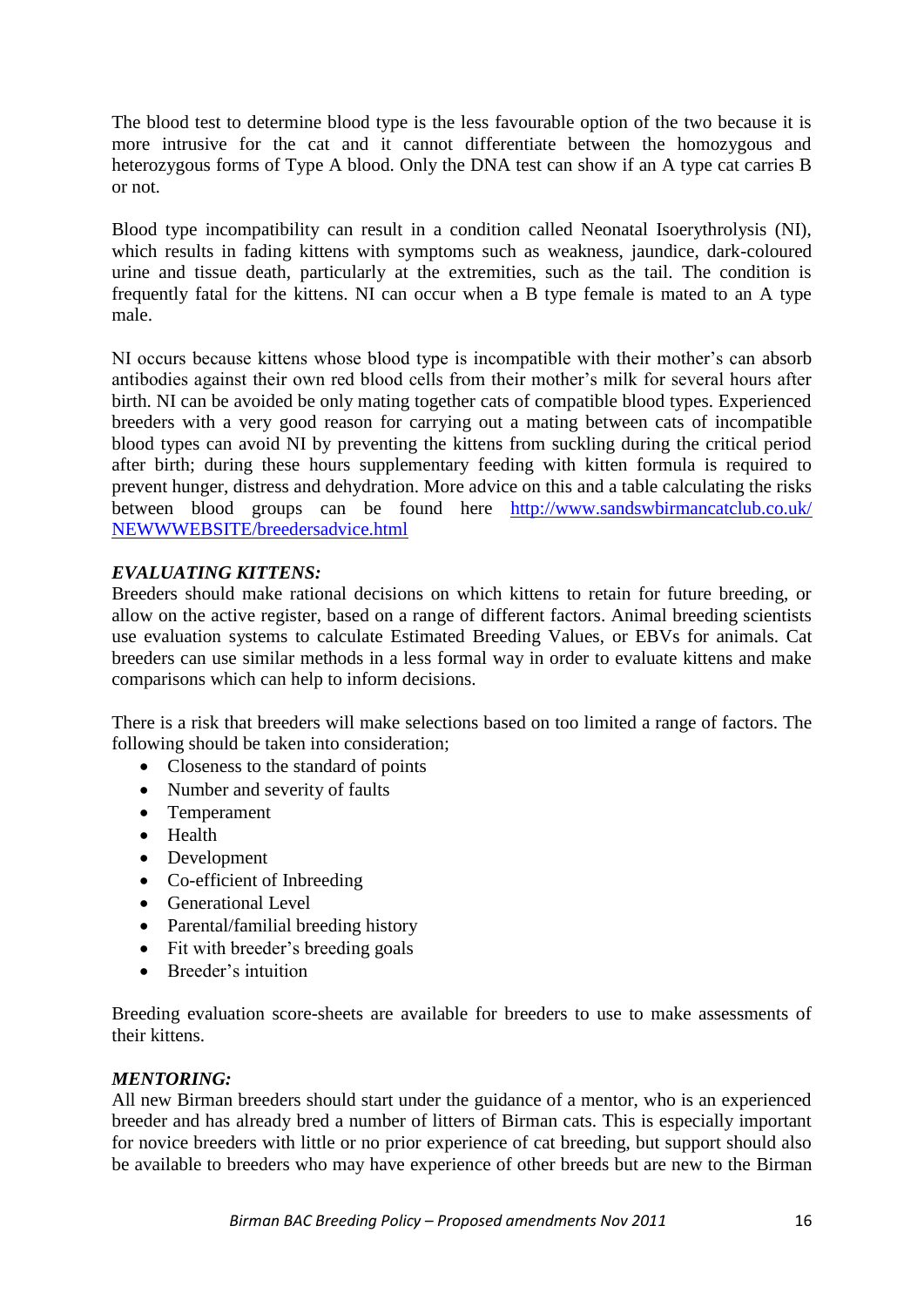The blood test to determine blood type is the less favourable option of the two because it is more intrusive for the cat and it cannot differentiate between the homozygous and heterozygous forms of Type A blood. Only the DNA test can show if an A type cat carries B or not.

Blood type incompatibility can result in a condition called Neonatal Isoerythrolysis (NI), which results in fading kittens with symptoms such as weakness, jaundice, dark-coloured urine and tissue death, particularly at the extremities, such as the tail. The condition is frequently fatal for the kittens. NI can occur when a B type female is mated to an A type male.

NI occurs because kittens whose blood type is incompatible with their mother's can absorb antibodies against their own red blood cells from their mother's milk for several hours after birth. NI can be avoided be only mating together cats of compatible blood types. Experienced breeders with a very good reason for carrying out a mating between cats of incompatible blood types can avoid NI by preventing the kittens from suckling during the critical period after birth; during these hours supplementary feeding with kitten formula is required to prevent hunger, distress and dehydration. More advice on this and a table calculating the risks between blood groups can be found here [http://www.sandswbirmancatclub.co.uk/NEWWWEBSITE/breedersadvice.html](http://www.sandswbirmancatclub.co.uk/NEWWWEBSITE/breedersadvice.html)

***EVALUATING KITTENS:***

Breeders should make rational decisions on which kittens to retain for future breeding, or allow on the active register, based on a range of different factors. Animal breeding scientists use evaluation systems to calculate Estimated Breeding Values, or EBVs for animals. Cat breeders can use similar methods in a less formal way in order to evaluate kittens and make comparisons which can help to inform decisions.

There is a risk that breeders will make selections based on too limited a range of factors. The following should be taken into consideration;

- Closeness to the standard of points
- Number and severity of faults
- Temperament
- Health
- Development
- Co-efficient of Inbreeding
- Generational Level
- Parental/familial breeding history
- Fit with breeder's breeding goals
- Breeder's intuition

Breeding evaluation score-sheets are available for breeders to use to make assessments of their kittens.

***MENTORING:***

All new Birman breeders should start under the guidance of a mentor, who is an experienced breeder and has already bred a number of litters of Birman cats. This is especially important for novice breeders with little or no prior experience of cat breeding, but support should also be available to breeders who may have experience of other breeds but are new to the Birman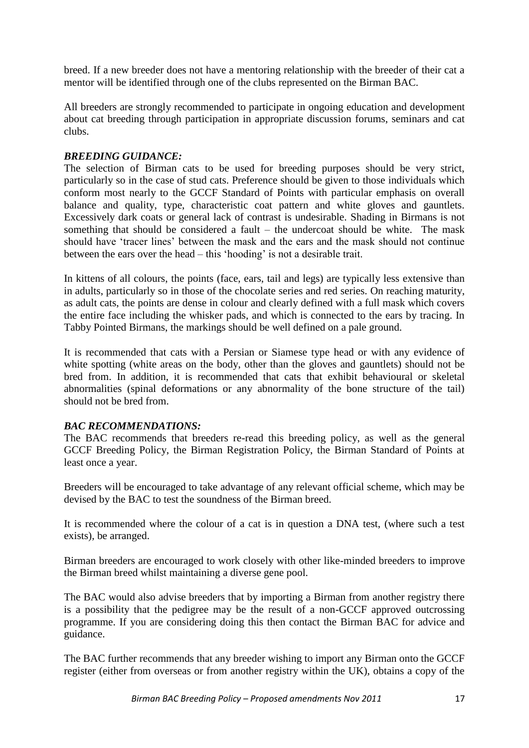breed. If a new breeder does not have a mentoring relationship with the breeder of their cat a mentor will be identified through one of the clubs represented on the Birman BAC.

All breeders are strongly recommended to participate in ongoing education and development about cat breeding through participation in appropriate discussion forums, seminars and cat clubs.

***BREEDING GUIDANCE:***

The selection of Birman cats to be used for breeding purposes should be very strict, particularly so in the case of stud cats. Preference should be given to those individuals which conform most nearly to the GCCF Standard of Points with particular emphasis on overall balance and quality, type, characteristic coat pattern and white gloves and gauntlets. Excessively dark coats or general lack of contrast is undesirable. Shading in Birmans is not something that should be considered a fault – the undercoat should be white. The mask should have 'tracer lines' between the mask and the ears and the mask should not continue between the ears over the head – this 'hooding' is not a desirable trait.

In kittens of all colours, the points (face, ears, tail and legs) are typically less extensive than in adults, particularly so in those of the chocolate series and red series. On reaching maturity, as adult cats, the points are dense in colour and clearly defined with a full mask which covers the entire face including the whisker pads, and which is connected to the ears by tracing. In Tabby Pointed Birmans, the markings should be well defined on a pale ground.

It is recommended that cats with a Persian or Siamese type head or with any evidence of white spotting (white areas on the body, other than the gloves and gauntlets) should not be bred from. In addition, it is recommended that cats that exhibit behavioural or skeletal abnormalities (spinal deformations or any abnormality of the bone structure of the tail) should not be bred from.

***BAC RECOMMENDATIONS:***

The BAC recommends that breeders re-read this breeding policy, as well as the general GCCF Breeding Policy, the Birman Registration Policy, the Birman Standard of Points at least once a year.

Breeders will be encouraged to take advantage of any relevant official scheme, which may be devised by the BAC to test the soundness of the Birman breed.

It is recommended where the colour of a cat is in question a DNA test, (where such a test exists), be arranged.

Birman breeders are encouraged to work closely with other like-minded breeders to improve the Birman breed whilst maintaining a diverse gene pool.

The BAC would also advise breeders that by importing a Birman from another registry there is a possibility that the pedigree may be the result of a non-GCCF approved outcrossing programme. If you are considering doing this then contact the Birman BAC for advice and guidance.

The BAC further recommends that any breeder wishing to import any Birman onto the GCCF register (either from overseas or from another registry within the UK), obtains a copy of the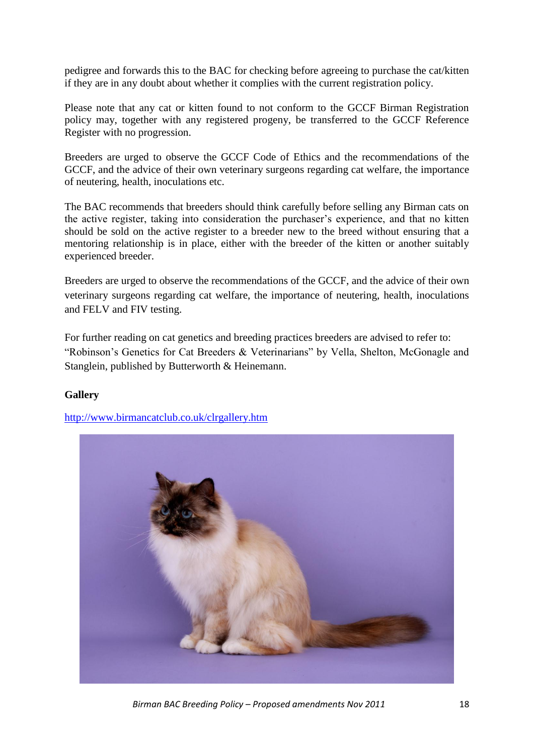pedigree and forwards this to the BAC for checking before agreeing to purchase the cat/kitten if they are in any doubt about whether it complies with the current registration policy.

Please note that any cat or kitten found to not conform to the GCCF Birman Registration policy may, together with any registered progeny, be transferred to the GCCF Reference Register with no progression.

Breeders are urged to observe the GCCF Code of Ethics and the recommendations of the GCCF, and the advice of their own veterinary surgeons regarding cat welfare, the importance of neutering, health, inoculations etc.

The BAC recommends that breeders should think carefully before selling any Birman cats on the active register, taking into consideration the purchaser's experience, and that no kitten should be sold on the active register to a breeder new to the breed without ensuring that a mentoring relationship is in place, either with the breeder of the kitten or another suitably experienced breeder.

Breeders are urged to observe the recommendations of the GCCF, and the advice of their own veterinary surgeons regarding cat welfare, the importance of neutering, health, inoculations and FELV and FIV testing.

For further reading on cat genetics and breeding practices breeders are advised to refer to:
"Robinson's Genetics for Cat Breeders & Veterinarians" by Vella, Shelton, McGonagle and Stanglein, published by Butterworth & Heinemann.

**Gallery**

http://www.birmancatclub.co.uk/clrgallery.htm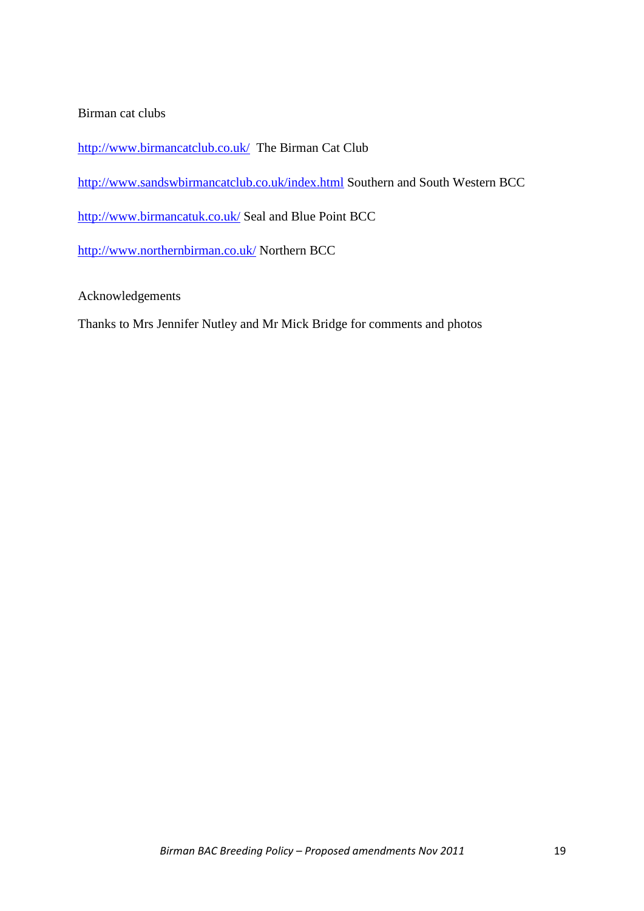Birman cat clubs

http://www.birmancatclub.co.uk/ The Birman Cat Club

http://www.sandswbirmancatclub.co.uk/index.html Southern and South Western BCC

http://www.birmancatuk.co.uk/ Seal and Blue Point BCC

http://www.northernbirman.co.uk/ Northern BCC

Acknowledgements

Thanks to Mrs Jennifer Nutley and Mr Mick Bridge for comments and photos